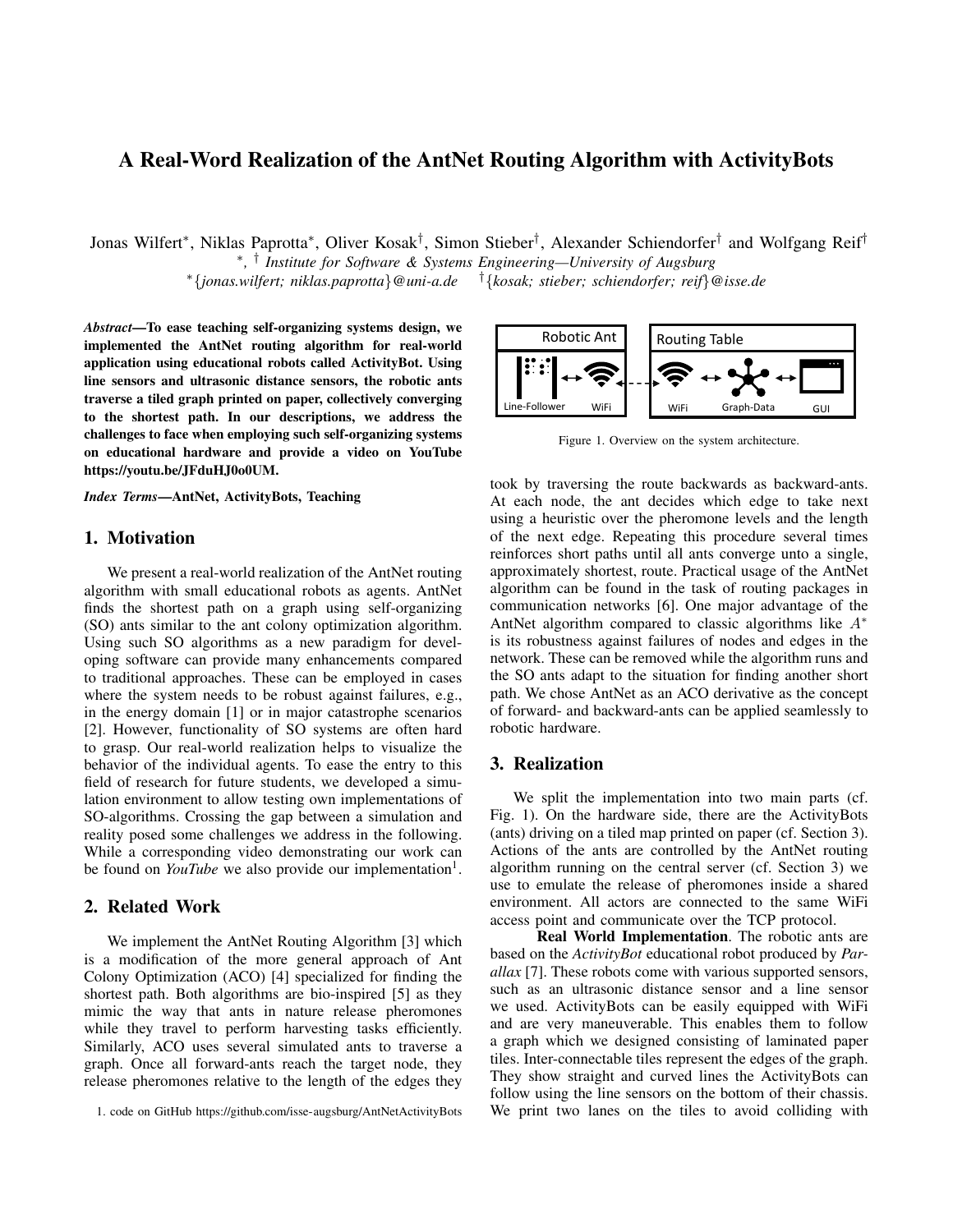# A Real-Word Realization of the AntNet Routing Algorithm with ActivityBots

Jonas Wilfert*, Niklas Paprotta*, Oliver Kosak†, Simon Stieber†, Alexander Schiendorfer† and Wolfgang Reif†

*, † *Institute for Software & Systems Engineering—University of Augsburg*

*{*jonas.wilfert; niklas.paprotta*}*@uni-a.de* †{*kosak; stieber; schiendorfer; reif*}*@isse.de*

***Abstract*—To ease teaching self-organizing systems design, we implemented the AntNet routing algorithm for real-world application using educational robots called ActivityBot. Using line sensors and ultrasonic distance sensors, the robotic ants traverse a tiled graph printed on paper, collectively converging to the shortest path. In our descriptions, we address the challenges to face when employing such self-organizing systems on educational hardware and provide a video on YouTube https://youtu.be/JFduHJ0o0UM.**

***Index Terms*—AntNet, ActivityBots, Teaching**

## 1. Motivation

We present a real-world realization of the AntNet routing algorithm with small educational robots as agents. AntNet finds the shortest path on a graph using self-organizing (SO) ants similar to the ant colony optimization algorithm. Using such SO algorithms as a new paradigm for developing software can provide many enhancements compared to traditional approaches. These can be employed in cases where the system needs to be robust against failures, e.g., in the energy domain [1] or in major catastrophe scenarios [2]. However, functionality of SO systems are often hard to grasp. Our real-world realization helps to visualize the behavior of the individual agents. To ease the entry to this field of research for future students, we developed a simulation environment to allow testing own implementations of SO-algorithms. Crossing the gap between a simulation and reality posed some challenges we address in the following. While a corresponding video demonstrating our work can be found on *YouTube* we also provide our implementation[1].

## 2. Related Work

We implement the AntNet Routing Algorithm [3] which is a modification of the more general approach of Ant Colony Optimization (ACO) [4] specialized for finding the shortest path. Both algorithms are bio-inspired [5] as they mimic the way that ants in nature release pheromones while they travel to perform harvesting tasks efficiently. Similarly, ACO uses several simulated ants to traverse a graph. Once all forward-ants reach the target node, they release pheromones relative to the length of the edges they took by traversing the route backwards as backward-ants. At each node, the ant decides which edge to take next using a heuristic over the pheromone levels and the length of the next edge. Repeating this procedure several times reinforces short paths until all ants converge unto a single, approximately shortest, route. Practical usage of the AntNet algorithm can be found in the task of routing packages in communication networks [6]. One major advantage of the AntNet algorithm compared to classic algorithms like $A^*$ is its robustness against failures of nodes and edges in the network. These can be removed while the algorithm runs and the SO ants adapt to the situation for finding another short path. We chose AntNet as an ACO derivative as the concept of forward- and backward-ants can be applied seamlessly to robotic hardware.

Robotic Ant: Line-Follower, WiFi — Routing Table: WiFi, Graph-Data, GUI

Figure 1. Overview on the system architecture.

## 3. Realization

We split the implementation into two main parts (cf. Fig. 1). On the hardware side, there are the ActivityBots (ants) driving on a tiled map printed on paper (cf. Section 3). Actions of the ants are controlled by the AntNet routing algorithm running on the central server (cf. Section 3) we use to emulate the release of pheromones inside a shared environment. All actors are connected to the same WiFi access point and communicate over the TCP protocol.

**Real World Implementation**. The robotic ants are based on the *ActivityBot* educational robot produced by *Parallax* [7]. These robots come with various supported sensors, such as an ultrasonic distance sensor and a line sensor we used. ActivityBots can be easily equipped with WiFi and are very maneuverable. This enables them to follow a graph which we designed consisting of laminated paper tiles. Inter-connectable tiles represent the edges of the graph. They show straight and curved lines the ActivityBots can follow using the line sensors on the bottom of their chassis. We print two lanes on the tiles to avoid colliding with

1. code on GitHub https://github.com/isse-augsburg/AntNetActivityBots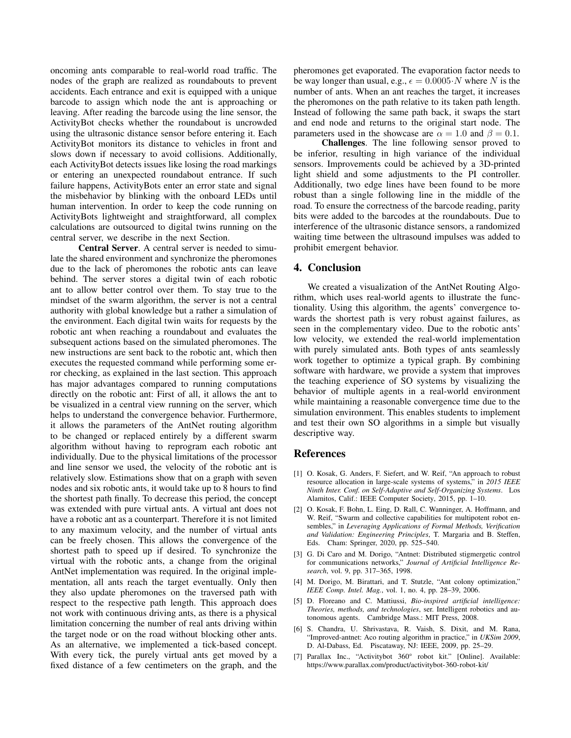oncoming ants comparable to real-world road traffic. The nodes of the graph are realized as roundabouts to prevent accidents. Each entrance and exit is equipped with a unique barcode to assign which node the ant is approaching or leaving. After reading the barcode using the line sensor, the ActivityBot checks whether the roundabout is uncrowded using the ultrasonic distance sensor before entering it. Each ActivityBot monitors its distance to vehicles in front and slows down if necessary to avoid collisions. Additionally, each ActivityBot detects issues like losing the road markings or entering an unexpected roundabout entrance. If such failure happens, ActivityBots enter an error state and signal the misbehavior by blinking with the onboard LEDs until human intervention. In order to keep the code running on ActivityBots lightweight and straightforward, all complex calculations are outsourced to digital twins running on the central server, we describe in the next Section.

**Central Server**. A central server is needed to simulate the shared environment and synchronize the pheromones due to the lack of pheromones the robotic ants can leave behind. The server stores a digital twin of each robotic ant to allow better control over them. To stay true to the mindset of the swarm algorithm, the server is not a central authority with global knowledge but a rather a simulation of the environment. Each digital twin waits for requests by the robotic ant when reaching a roundabout and evaluates the subsequent actions based on the simulated pheromones. The new instructions are sent back to the robotic ant, which then executes the requested command while performing some error checking, as explained in the last section. This approach has major advantages compared to running computations directly on the robotic ant: First of all, it allows the ant to be visualized in a central view running on the server, which helps to understand the convergence behavior. Furthermore, it allows the parameters of the AntNet routing algorithm to be changed or replaced entirely by a different swarm algorithm without having to reprogram each robotic ant individually. Due to the physical limitations of the processor and line sensor we used, the velocity of the robotic ant is relatively slow. Estimations show that on a graph with seven nodes and six robotic ants, it would take up to 8 hours to find the shortest path finally. To decrease this period, the concept was extended with pure virtual ants. A virtual ant does not have a robotic ant as a counterpart. Therefore it is not limited to any maximum velocity, and the number of virtual ants can be freely chosen. This allows the convergence of the shortest path to speed up if desired. To synchronize the virtual with the robotic ants, a change from the original AntNet implementation was required. In the original implementation, all ants reach the target eventually. Only then they also update pheromones on the traversed path with respect to the respective path length. This approach does not work with continuous driving ants, as there is a physical limitation concerning the number of real ants driving within the target node or on the road without blocking other ants. As an alternative, we implemented a tick-based concept. With every tick, the purely virtual ants get moved by a fixed distance of a few centimeters on the graph, and the pheromones get evaporated. The evaporation factor needs to be way longer than usual, e.g., $\epsilon = 0.0005 \cdot N$ where $N$ is the number of ants. When an ant reaches the target, it increases the pheromones on the path relative to its taken path length. Instead of following the same path back, it swaps the start and end node and returns to the original start node. The parameters used in the showcase are $\alpha = 1.0$ and $\beta = 0.1$.

**Challenges**. The line following sensor proved to be inferior, resulting in high variance of the individual sensors. Improvements could be achieved by a 3D-printed light shield and some adjustments to the PI controller. Additionally, two edge lines have been found to be more robust than a single following line in the middle of the road. To ensure the correctness of the barcode reading, parity bits were added to the barcodes at the roundabouts. Due to interference of the ultrasonic distance sensors, a randomized waiting time between the ultrasound impulses was added to prohibit emergent behavior.

## 4. Conclusion

We created a visualization of the AntNet Routing Algorithm, which uses real-world agents to illustrate the functionality. Using this algorithm, the agents' convergence towards the shortest path is very robust against failures, as seen in the complementary video. Due to the robotic ants' low velocity, we extended the real-world implementation with purely simulated ants. Both types of ants seamlessly work together to optimize a typical graph. By combining software with hardware, we provide a system that improves the teaching experience of SO systems by visualizing the behavior of multiple agents in a real-world environment while maintaining a reasonable convergence time due to the simulation environment. This enables students to implement and test their own SO algorithms in a simple but visually descriptive way.

## References

[1] O. Kosak, G. Anders, F. Siefert, and W. Reif, "An approach to robust resource allocation in large-scale systems of systems," in *2015 IEEE Ninth Inter. Conf. on Self-Adaptive and Self-Organizing Systems*. Los Alamitos, Calif.: IEEE Computer Society, 2015, pp. 1–10.

[2] O. Kosak, F. Bohn, L. Eing, D. Rall, C. Wanninger, A. Hoffmann, and W. Reif, "Swarm and collective capabilities for multipotent robot ensembles," in *Leveraging Applications of Formal Methods, Verification and Validation: Engineering Principles*, T. Margaria and B. Steffen, Eds. Cham: Springer, 2020, pp. 525–540.

[3] G. Di Caro and M. Dorigo, "Antnet: Distributed stigmergetic control for communications networks," *Journal of Artificial Intelligence Research*, vol. 9, pp. 317–365, 1998.

[4] M. Dorigo, M. Birattari, and T. Stutzle, "Ant colony optimization," *IEEE Comp. Intel. Mag.*, vol. 1, no. 4, pp. 28–39, 2006.

[5] D. Floreano and C. Mattiussi, *Bio-inspired artificial intelligence: Theories, methods, and technologies*, ser. Intelligent robotics and autonomous agents. Cambridge Mass.: MIT Press, 2008.

[6] S. Chandra, U. Shrivastava, R. Vaish, S. Dixit, and M. Rana, "Improved-antnet: Aco routing algorithm in practice," in *UKSim 2009*, D. Al-Dabass, Ed. Piscataway, NJ: IEEE, 2009, pp. 25–29.

[7] Parallax Inc., "Activitybot 360° robot kit." [Online]. Available: https://www.parallax.com/product/activitybot-360-robot-kit/